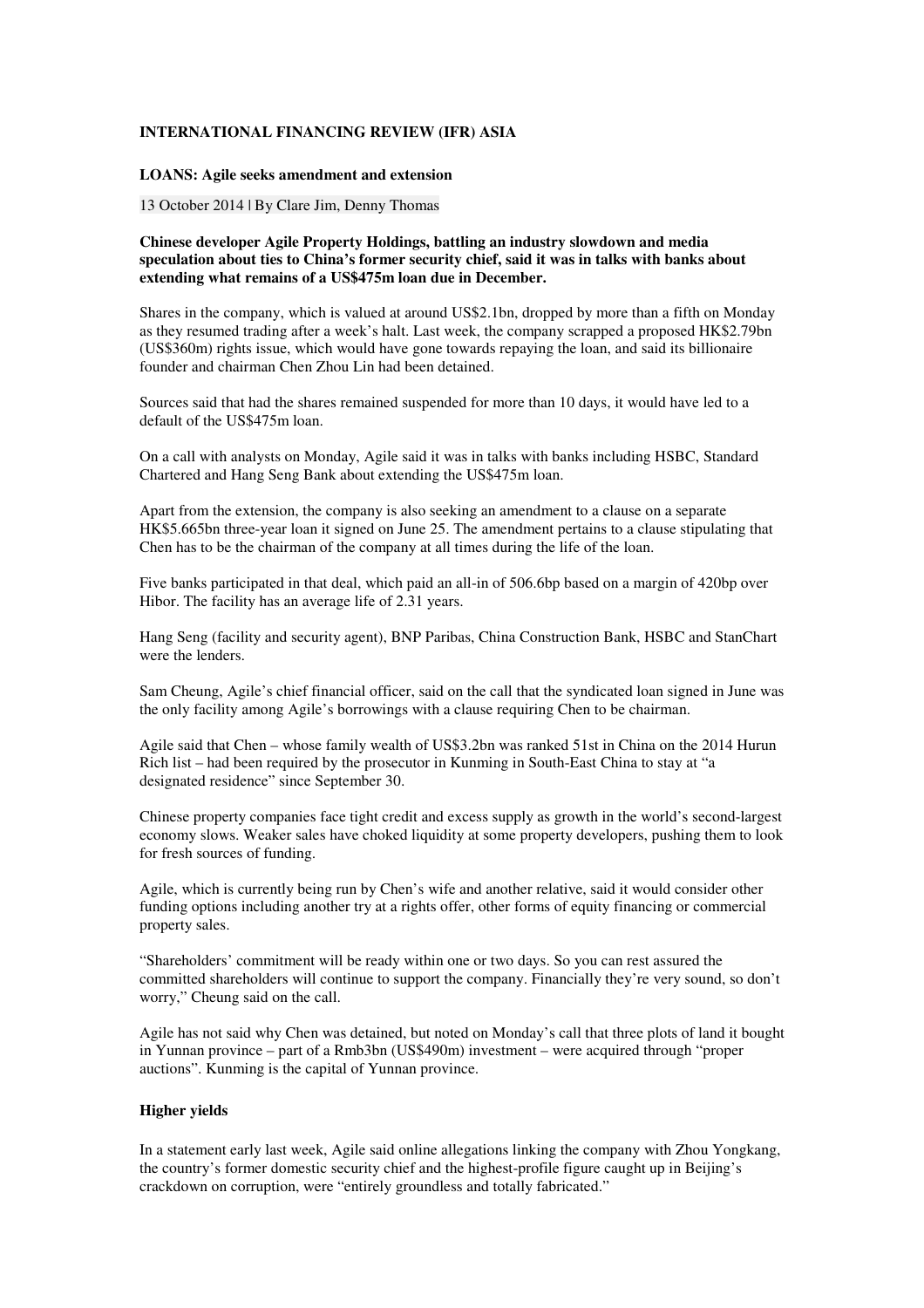**INTERNATIONAL FINANCING REVIEW (IFR) ASIA**

**LOANS: Agile seeks amendment and extension**

13 October 2014 | By Clare Jim, Denny Thomas

**Chinese developer Agile Property Holdings, battling an industry slowdown and media speculation about ties to China's former security chief, said it was in talks with banks about extending what remains of a US$475m loan due in December.**

Shares in the company, which is valued at around US$2.1bn, dropped by more than a fifth on Monday as they resumed trading after a week's halt. Last week, the company scrapped a proposed HK$2.79bn (US$360m) rights issue, which would have gone towards repaying the loan, and said its billionaire founder and chairman Chen Zhou Lin had been detained.

Sources said that had the shares remained suspended for more than 10 days, it would have led to a default of the US$475m loan.

On a call with analysts on Monday, Agile said it was in talks with banks including HSBC, Standard Chartered and Hang Seng Bank about extending the US$475m loan.

Apart from the extension, the company is also seeking an amendment to a clause on a separate HK$5.665bn three-year loan it signed on June 25. The amendment pertains to a clause stipulating that Chen has to be the chairman of the company at all times during the life of the loan.

Five banks participated in that deal, which paid an all-in of 506.6bp based on a margin of 420bp over Hibor. The facility has an average life of 2.31 years.

Hang Seng (facility and security agent), BNP Paribas, China Construction Bank, HSBC and StanChart were the lenders.

Sam Cheung, Agile's chief financial officer, said on the call that the syndicated loan signed in June was the only facility among Agile's borrowings with a clause requiring Chen to be chairman.

Agile said that Chen – whose family wealth of US$3.2bn was ranked 51st in China on the 2014 Hurun Rich list – had been required by the prosecutor in Kunming in South-East China to stay at "a designated residence" since September 30.

Chinese property companies face tight credit and excess supply as growth in the world's second-largest economy slows. Weaker sales have choked liquidity at some property developers, pushing them to look for fresh sources of funding.

Agile, which is currently being run by Chen's wife and another relative, said it would consider other funding options including another try at a rights offer, other forms of equity financing or commercial property sales.

"Shareholders' commitment will be ready within one or two days. So you can rest assured the committed shareholders will continue to support the company. Financially they're very sound, so don't worry," Cheung said on the call.

Agile has not said why Chen was detained, but noted on Monday's call that three plots of land it bought in Yunnan province – part of a Rmb3bn (US$490m) investment – were acquired through "proper auctions". Kunming is the capital of Yunnan province.

**Higher yields**

In a statement early last week, Agile said online allegations linking the company with Zhou Yongkang, the country's former domestic security chief and the highest-profile figure caught up in Beijing's crackdown on corruption, were "entirely groundless and totally fabricated."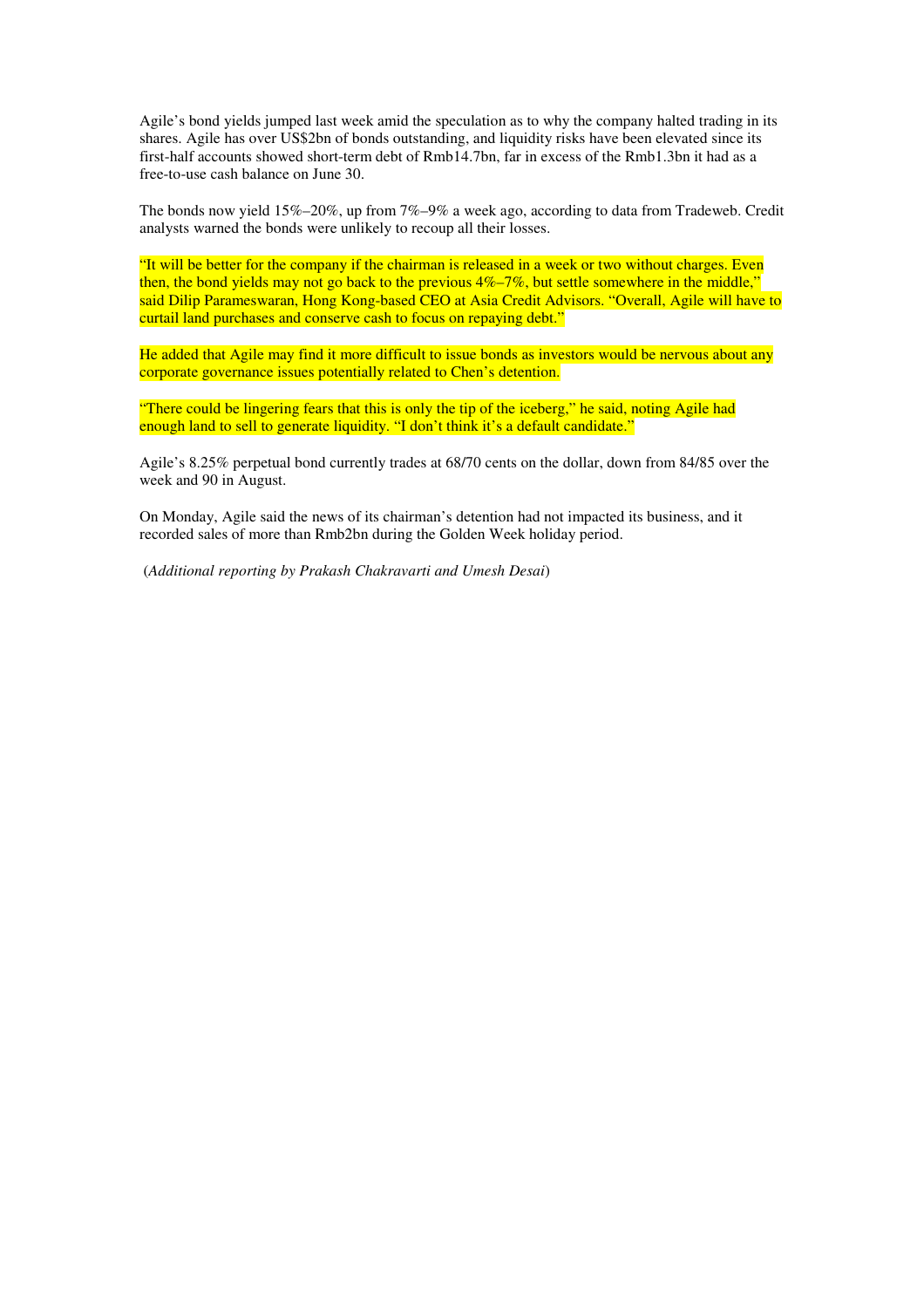Agile's bond yields jumped last week amid the speculation as to why the company halted trading in its shares. Agile has over US$2bn of bonds outstanding, and liquidity risks have been elevated since its first-half accounts showed short-term debt of Rmb14.7bn, far in excess of the Rmb1.3bn it had as a free-to-use cash balance on June 30.

The bonds now yield 15%–20%, up from 7%–9% a week ago, according to data from Tradeweb. Credit analysts warned the bonds were unlikely to recoup all their losses.

"It will be better for the company if the chairman is released in a week or two without charges. Even then, the bond yields may not go back to the previous 4%–7%, but settle somewhere in the middle," said Dilip Parameswaran, Hong Kong-based CEO at Asia Credit Advisors. "Overall, Agile will have to curtail land purchases and conserve cash to focus on repaying debt."

He added that Agile may find it more difficult to issue bonds as investors would be nervous about any corporate governance issues potentially related to Chen's detention.

"There could be lingering fears that this is only the tip of the iceberg," he said, noting Agile had enough land to sell to generate liquidity. "I don't think it's a default candidate."

Agile's 8.25% perpetual bond currently trades at 68/70 cents on the dollar, down from 84/85 over the week and 90 in August.

On Monday, Agile said the news of its chairman's detention had not impacted its business, and it recorded sales of more than Rmb2bn during the Golden Week holiday period.

(*Additional reporting by Prakash Chakravarti and Umesh Desai*)